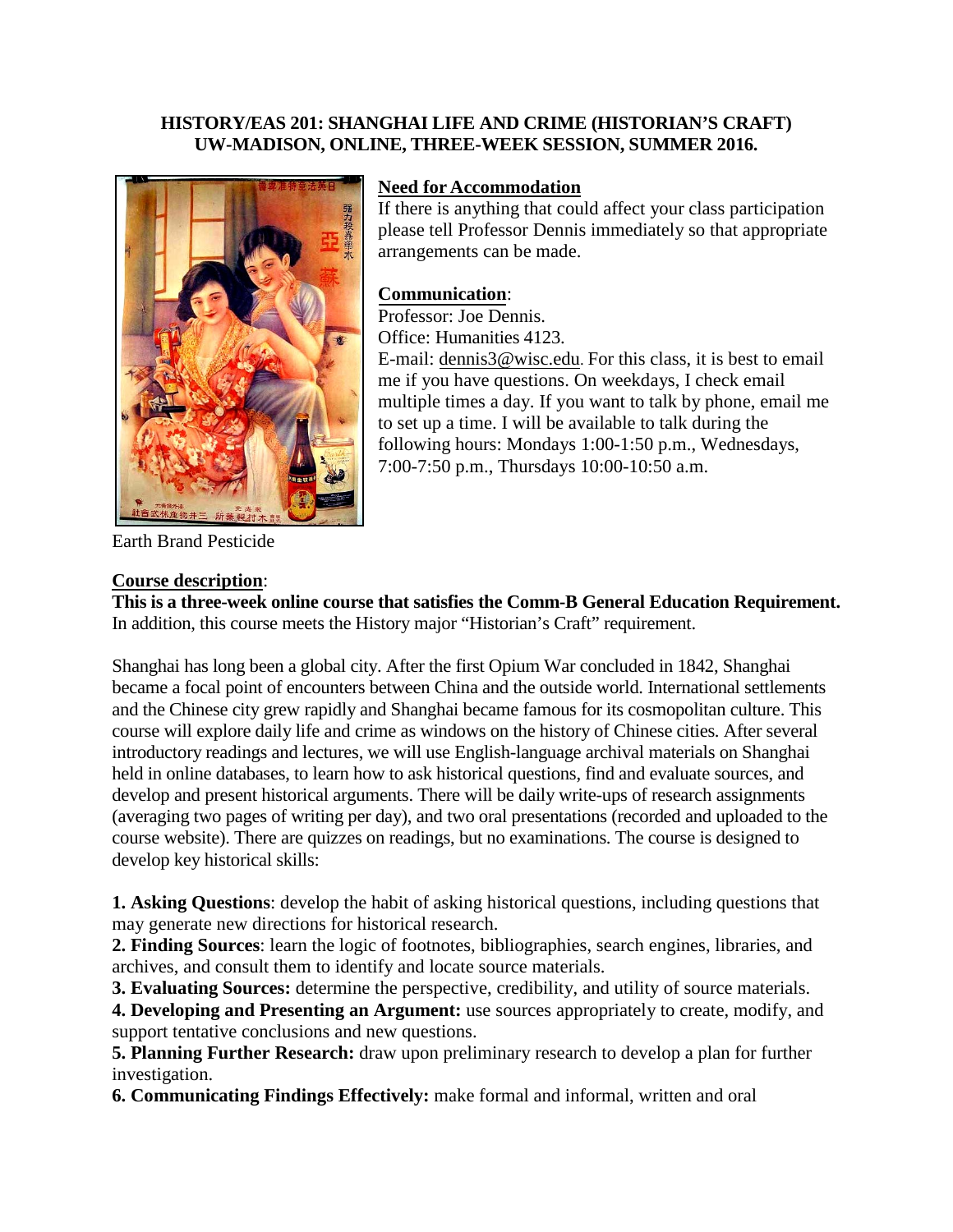**HISTORY/EAS 201: SHANGHAI LIFE AND CRIME (HISTORIAN'S CRAFT)**
**UW-MADISON, ONLINE, THREE-WEEK SESSION, SUMMER 2016.**

Earth Brand Pesticide

## Need for Accommodation

If there is anything that could affect your class participation please tell Professor Dennis immediately so that appropriate arrangements can be made.

## Communication:

Professor: Joe Dennis.
Office: Humanities 4123.
E-mail: dennis3@wisc.edu. For this class, it is best to email me if you have questions. On weekdays, I check email multiple times a day. If you want to talk by phone, email me to set up a time. I will be available to talk during the following hours: Mondays 1:00-1:50 p.m., Wednesdays, 7:00-7:50 p.m., Thursdays 10:00-10:50 a.m.

## Course description:

**This is a three-week online course that satisfies the Comm-B General Education Requirement.** In addition, this course meets the History major "Historian's Craft" requirement.

Shanghai has long been a global city. After the first Opium War concluded in 1842, Shanghai became a focal point of encounters between China and the outside world. International settlements and the Chinese city grew rapidly and Shanghai became famous for its cosmopolitan culture. This course will explore daily life and crime as windows on the history of Chinese cities. After several introductory readings and lectures, we will use English-language archival materials on Shanghai held in online databases, to learn how to ask historical questions, find and evaluate sources, and develop and present historical arguments. There will be daily write-ups of research assignments (averaging two pages of writing per day), and two oral presentations (recorded and uploaded to the course website). There are quizzes on readings, but no examinations. The course is designed to develop key historical skills:

**1. Asking Questions**: develop the habit of asking historical questions, including questions that may generate new directions for historical research.
**2. Finding Sources**: learn the logic of footnotes, bibliographies, search engines, libraries, and archives, and consult them to identify and locate source materials.
**3. Evaluating Sources:** determine the perspective, credibility, and utility of source materials.
**4. Developing and Presenting an Argument:** use sources appropriately to create, modify, and support tentative conclusions and new questions.
**5. Planning Further Research:** draw upon preliminary research to develop a plan for further investigation.
**6. Communicating Findings Effectively:** make formal and informal, written and oral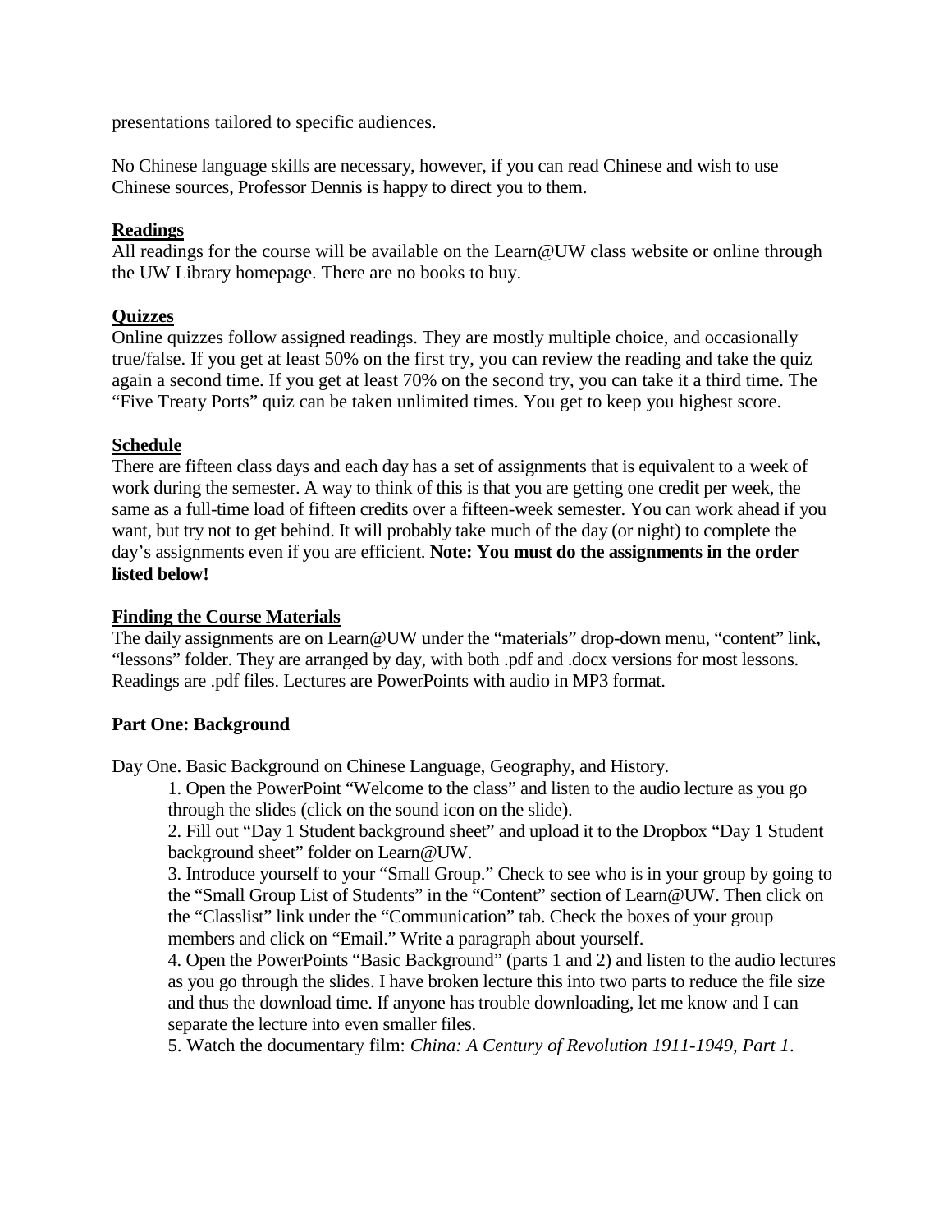presentations tailored to specific audiences.

No Chinese language skills are necessary, however, if you can read Chinese and wish to use Chinese sources, Professor Dennis is happy to direct you to them.

## Readings

All readings for the course will be available on the Learn@UW class website or online through the UW Library homepage. There are no books to buy.

## Quizzes

Online quizzes follow assigned readings. They are mostly multiple choice, and occasionally true/false. If you get at least 50% on the first try, you can review the reading and take the quiz again a second time. If you get at least 70% on the second try, you can take it a third time. The "Five Treaty Ports" quiz can be taken unlimited times. You get to keep you highest score.

## Schedule

There are fifteen class days and each day has a set of assignments that is equivalent to a week of work during the semester. A way to think of this is that you are getting one credit per week, the same as a full-time load of fifteen credits over a fifteen-week semester. You can work ahead if you want, but try not to get behind. It will probably take much of the day (or night) to complete the day's assignments even if you are efficient. **Note: You must do the assignments in the order listed below!**

## Finding the Course Materials

The daily assignments are on Learn@UW under the "materials" drop-down menu, "content" link, "lessons" folder. They are arranged by day, with both .pdf and .docx versions for most lessons. Readings are .pdf files. Lectures are PowerPoints with audio in MP3 format.

## Part One: Background

Day One. Basic Background on Chinese Language, Geography, and History.

1. Open the PowerPoint "Welcome to the class" and listen to the audio lecture as you go through the slides (click on the sound icon on the slide).
2. Fill out "Day 1 Student background sheet" and upload it to the Dropbox "Day 1 Student background sheet" folder on Learn@UW.
3. Introduce yourself to your "Small Group." Check to see who is in your group by going to the "Small Group List of Students" in the "Content" section of Learn@UW. Then click on the "Classlist" link under the "Communication" tab. Check the boxes of your group members and click on "Email." Write a paragraph about yourself.
4. Open the PowerPoints "Basic Background" (parts 1 and 2) and listen to the audio lectures as you go through the slides. I have broken lecture this into two parts to reduce the file size and thus the download time. If anyone has trouble downloading, let me know and I can separate the lecture into even smaller files.
5. Watch the documentary film: *China: A Century of Revolution 1911-1949, Part 1*.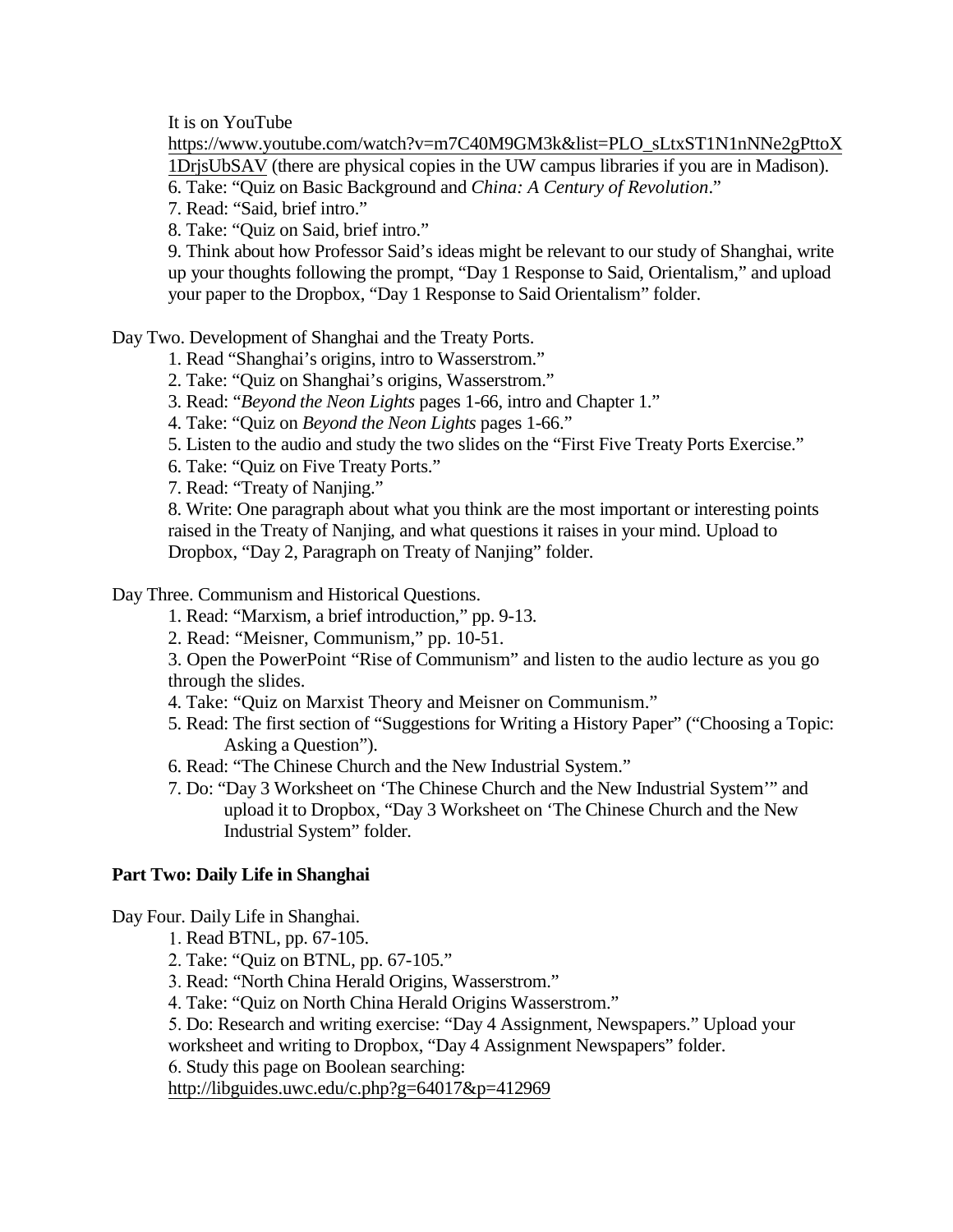It is on YouTube https://www.youtube.com/watch?v=m7C40M9GM3k&list=PLO_sLtxST1N1nNNe2gPttoX1DrjsUbSAV (there are physical copies in the UW campus libraries if you are in Madison).

6. Take: "Quiz on Basic Background and *China: A Century of Revolution*."
7. Read: "Said, brief intro."
8. Take: "Quiz on Said, brief intro."
9. Think about how Professor Said's ideas might be relevant to our study of Shanghai, write up your thoughts following the prompt, "Day 1 Response to Said, Orientalism," and upload your paper to the Dropbox, "Day 1 Response to Said Orientalism" folder.

Day Two. Development of Shanghai and the Treaty Ports.

1. Read "Shanghai's origins, intro to Wasserstrom."
2. Take: "Quiz on Shanghai's origins, Wasserstrom."
3. Read: "*Beyond the Neon Lights* pages 1-66, intro and Chapter 1."
4. Take: "Quiz on *Beyond the Neon Lights* pages 1-66."
5. Listen to the audio and study the two slides on the "First Five Treaty Ports Exercise."
6. Take: "Quiz on Five Treaty Ports."
7. Read: "Treaty of Nanjing."
8. Write: One paragraph about what you think are the most important or interesting points raised in the Treaty of Nanjing, and what questions it raises in your mind. Upload to Dropbox, "Day 2, Paragraph on Treaty of Nanjing" folder.

Day Three. Communism and Historical Questions.

1. Read: "Marxism, a brief introduction," pp. 9-13.
2. Read: "Meisner, Communism," pp. 10-51.
3. Open the PowerPoint "Rise of Communism" and listen to the audio lecture as you go through the slides.
4. Take: "Quiz on Marxist Theory and Meisner on Communism."
5. Read: The first section of "Suggestions for Writing a History Paper" ("Choosing a Topic: Asking a Question").
6. Read: "The Chinese Church and the New Industrial System."
7. Do: "Day 3 Worksheet on 'The Chinese Church and the New Industrial System'" and upload it to Dropbox, "Day 3 Worksheet on 'The Chinese Church and the New Industrial System" folder.

**Part Two: Daily Life in Shanghai**

Day Four. Daily Life in Shanghai.

1. Read BTNL, pp. 67-105.
2. Take: "Quiz on BTNL, pp. 67-105."
3. Read: "North China Herald Origins, Wasserstrom."
4. Take: "Quiz on North China Herald Origins Wasserstrom."
5. Do: Research and writing exercise: "Day 4 Assignment, Newspapers." Upload your worksheet and writing to Dropbox, "Day 4 Assignment Newspapers" folder.
6. Study this page on Boolean searching: http://libguides.uwc.edu/c.php?g=64017&p=412969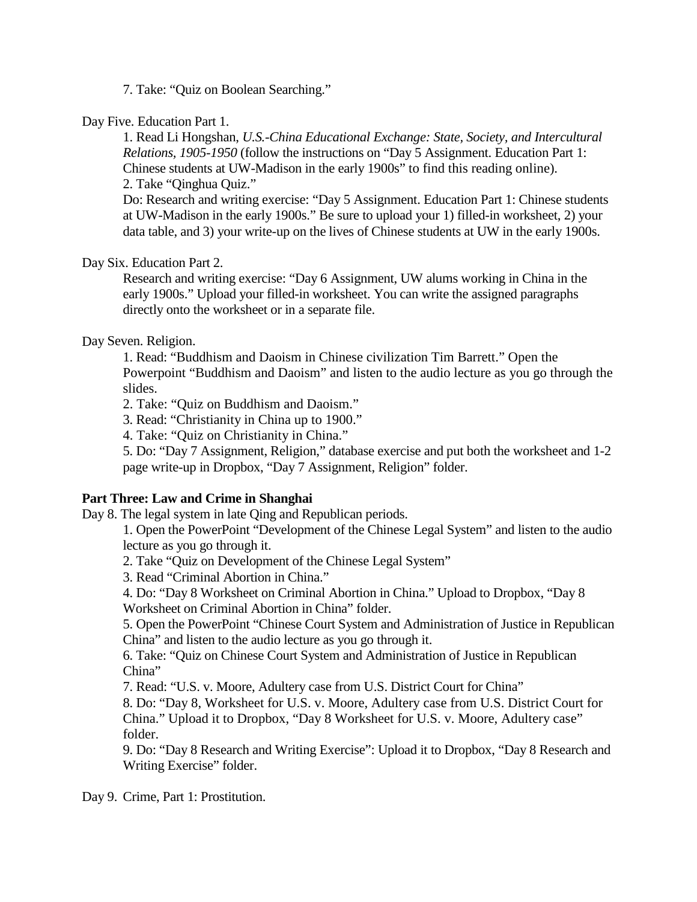7. Take: "Quiz on Boolean Searching."

Day Five. Education Part 1.

1. Read Li Hongshan, *U.S.-China Educational Exchange: State, Society, and Intercultural Relations, 1905-1950* (follow the instructions on "Day 5 Assignment. Education Part 1: Chinese students at UW-Madison in the early 1900s" to find this reading online).
2. Take "Qinghua Quiz."

Do: Research and writing exercise: "Day 5 Assignment. Education Part 1: Chinese students at UW-Madison in the early 1900s." Be sure to upload your 1) filled-in worksheet, 2) your data table, and 3) your write-up on the lives of Chinese students at UW in the early 1900s.

Day Six. Education Part 2.

Research and writing exercise: "Day 6 Assignment, UW alums working in China in the early 1900s." Upload your filled-in worksheet. You can write the assigned paragraphs directly onto the worksheet or in a separate file.

Day Seven. Religion.

1. Read: "Buddhism and Daoism in Chinese civilization Tim Barrett." Open the Powerpoint "Buddhism and Daoism" and listen to the audio lecture as you go through the slides.
2. Take: "Quiz on Buddhism and Daoism."
3. Read: "Christianity in China up to 1900."
4. Take: "Quiz on Christianity in China."
5. Do: "Day 7 Assignment, Religion," database exercise and put both the worksheet and 1-2 page write-up in Dropbox, "Day 7 Assignment, Religion" folder.

**Part Three: Law and Crime in Shanghai**

Day 8. The legal system in late Qing and Republican periods.

1. Open the PowerPoint "Development of the Chinese Legal System" and listen to the audio lecture as you go through it.
2. Take "Quiz on Development of the Chinese Legal System"
3. Read "Criminal Abortion in China."
4. Do: "Day 8 Worksheet on Criminal Abortion in China." Upload to Dropbox, "Day 8 Worksheet on Criminal Abortion in China" folder.
5. Open the PowerPoint "Chinese Court System and Administration of Justice in Republican China" and listen to the audio lecture as you go through it.
6. Take: "Quiz on Chinese Court System and Administration of Justice in Republican China"
7. Read: "U.S. v. Moore, Adultery case from U.S. District Court for China"
8. Do: "Day 8, Worksheet for U.S. v. Moore, Adultery case from U.S. District Court for China." Upload it to Dropbox, "Day 8 Worksheet for U.S. v. Moore, Adultery case" folder.
9. Do: "Day 8 Research and Writing Exercise": Upload it to Dropbox, "Day 8 Research and Writing Exercise" folder.

Day 9. Crime, Part 1: Prostitution.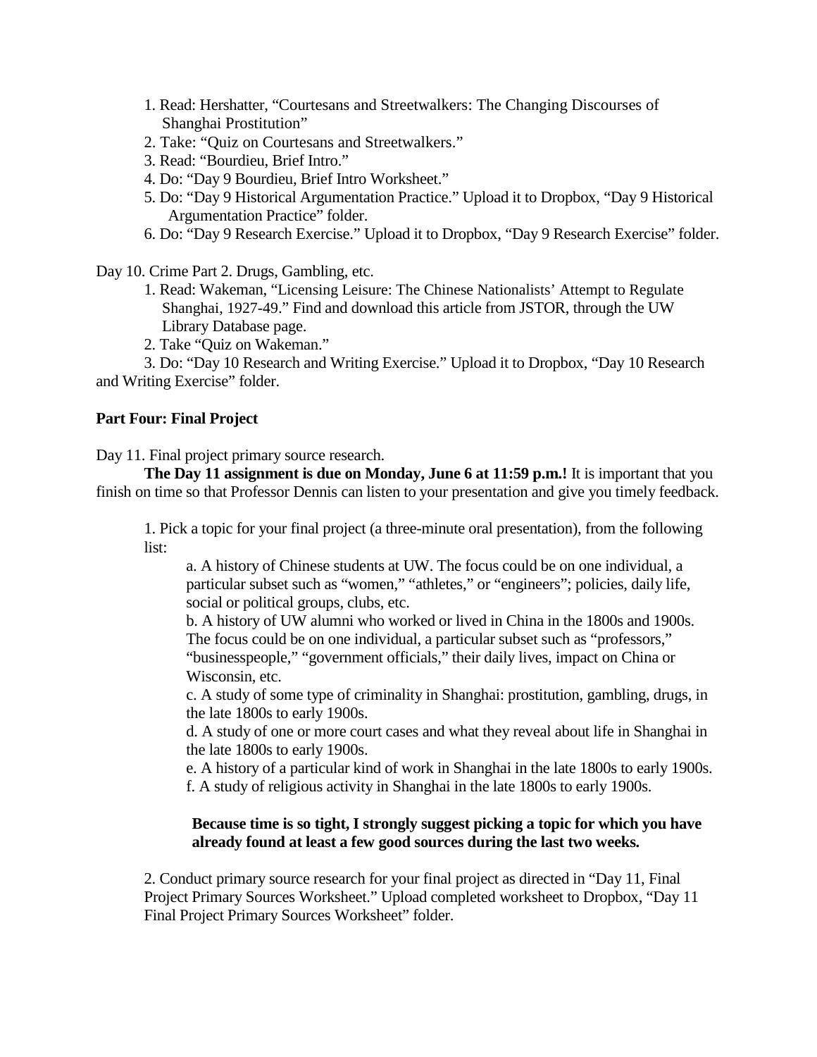1. Read: Hershatter, "Courtesans and Streetwalkers: The Changing Discourses of Shanghai Prostitution"
2. Take: "Quiz on Courtesans and Streetwalkers."
3. Read: "Bourdieu, Brief Intro."
4. Do: "Day 9 Bourdieu, Brief Intro Worksheet."
5. Do: "Day 9 Historical Argumentation Practice." Upload it to Dropbox, "Day 9 Historical Argumentation Practice" folder.
6. Do: "Day 9 Research Exercise." Upload it to Dropbox, "Day 9 Research Exercise" folder.

Day 10. Crime Part 2. Drugs, Gambling, etc.

1. Read: Wakeman, "Licensing Leisure: The Chinese Nationalists' Attempt to Regulate Shanghai, 1927-49." Find and download this article from JSTOR, through the UW Library Database page.
2. Take "Quiz on Wakeman."
3. Do: "Day 10 Research and Writing Exercise." Upload it to Dropbox, "Day 10 Research and Writing Exercise" folder.

**Part Four: Final Project**

Day 11. Final project primary source research.

**The Day 11 assignment is due on Monday, June 6 at 11:59 p.m.!** It is important that you finish on time so that Professor Dennis can listen to your presentation and give you timely feedback.

1. Pick a topic for your final project (a three-minute oral presentation), from the following list:

   a. A history of Chinese students at UW. The focus could be on one individual, a particular subset such as "women," "athletes," or "engineers"; policies, daily life, social or political groups, clubs, etc.

   b. A history of UW alumni who worked or lived in China in the 1800s and 1900s. The focus could be on one individual, a particular subset such as "professors," "businesspeople," "government officials," their daily lives, impact on China or Wisconsin, etc.

   c. A study of some type of criminality in Shanghai: prostitution, gambling, drugs, in the late 1800s to early 1900s.

   d. A study of one or more court cases and what they reveal about life in Shanghai in the late 1800s to early 1900s.

   e. A history of a particular kind of work in Shanghai in the late 1800s to early 1900s.

   f. A study of religious activity in Shanghai in the late 1800s to early 1900s.

   **Because time is so tight, I strongly suggest picking a topic for which you have already found at least a few good sources during the last two weeks.**

2. Conduct primary source research for your final project as directed in "Day 11, Final Project Primary Sources Worksheet." Upload completed worksheet to Dropbox, "Day 11 Final Project Primary Sources Worksheet" folder.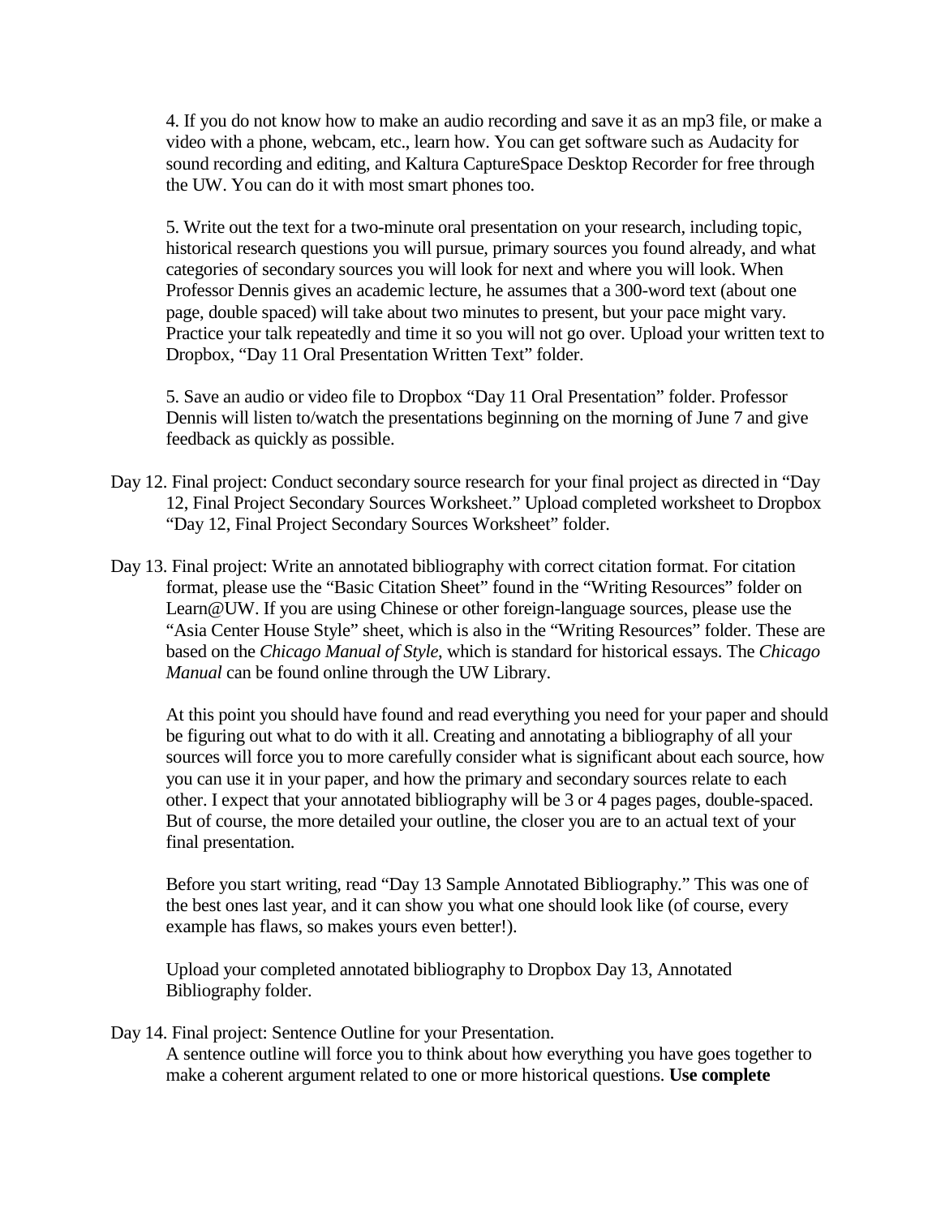4. If you do not know how to make an audio recording and save it as an mp3 file, or make a video with a phone, webcam, etc., learn how. You can get software such as Audacity for sound recording and editing, and Kaltura CaptureSpace Desktop Recorder for free through the UW. You can do it with most smart phones too.

5. Write out the text for a two-minute oral presentation on your research, including topic, historical research questions you will pursue, primary sources you found already, and what categories of secondary sources you will look for next and where you will look. When Professor Dennis gives an academic lecture, he assumes that a 300-word text (about one page, double spaced) will take about two minutes to present, but your pace might vary. Practice your talk repeatedly and time it so you will not go over. Upload your written text to Dropbox, "Day 11 Oral Presentation Written Text" folder.

5. Save an audio or video file to Dropbox "Day 11 Oral Presentation" folder. Professor Dennis will listen to/watch the presentations beginning on the morning of June 7 and give feedback as quickly as possible.

Day 12. Final project: Conduct secondary source research for your final project as directed in "Day 12, Final Project Secondary Sources Worksheet." Upload completed worksheet to Dropbox "Day 12, Final Project Secondary Sources Worksheet" folder.

Day 13. Final project: Write an annotated bibliography with correct citation format. For citation format, please use the "Basic Citation Sheet" found in the "Writing Resources" folder on Learn@UW. If you are using Chinese or other foreign-language sources, please use the "Asia Center House Style" sheet, which is also in the "Writing Resources" folder. These are based on the *Chicago Manual of Style*, which is standard for historical essays. The *Chicago Manual* can be found online through the UW Library.

At this point you should have found and read everything you need for your paper and should be figuring out what to do with it all. Creating and annotating a bibliography of all your sources will force you to more carefully consider what is significant about each source, how you can use it in your paper, and how the primary and secondary sources relate to each other. I expect that your annotated bibliography will be 3 or 4 pages pages, double-spaced. But of course, the more detailed your outline, the closer you are to an actual text of your final presentation.

Before you start writing, read "Day 13 Sample Annotated Bibliography." This was one of the best ones last year, and it can show you what one should look like (of course, every example has flaws, so makes yours even better!).

Upload your completed annotated bibliography to Dropbox Day 13, Annotated Bibliography folder.

Day 14. Final project: Sentence Outline for your Presentation.
A sentence outline will force you to think about how everything you have goes together to make a coherent argument related to one or more historical questions. **Use complete**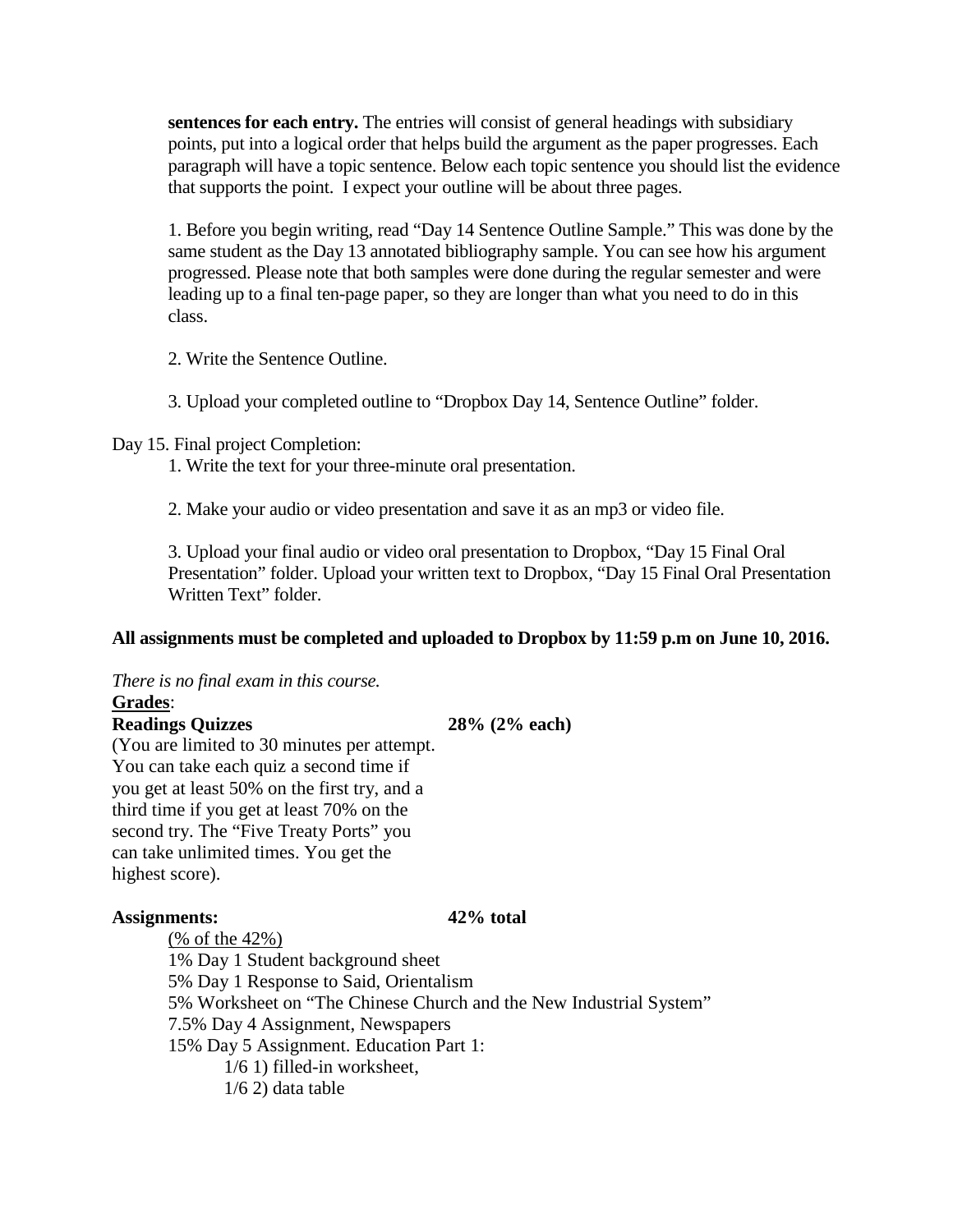**sentences for each entry.** The entries will consist of general headings with subsidiary points, put into a logical order that helps build the argument as the paper progresses. Each paragraph will have a topic sentence. Below each topic sentence you should list the evidence that supports the point. I expect your outline will be about three pages.

1. Before you begin writing, read "Day 14 Sentence Outline Sample." This was done by the same student as the Day 13 annotated bibliography sample. You can see how his argument progressed. Please note that both samples were done during the regular semester and were leading up to a final ten-page paper, so they are longer than what you need to do in this class.

2. Write the Sentence Outline.

3. Upload your completed outline to "Dropbox Day 14, Sentence Outline" folder.

Day 15. Final project Completion:

1. Write the text for your three-minute oral presentation.

2. Make your audio or video presentation and save it as an mp3 or video file.

3. Upload your final audio or video oral presentation to Dropbox, "Day 15 Final Oral Presentation" folder. Upload your written text to Dropbox, "Day 15 Final Oral Presentation Written Text" folder.

**All assignments must be completed and uploaded to Dropbox by 11:59 p.m on June 10, 2016.**

*There is no final exam in this course.*

**Grades**:

**Readings Quizzes** **28% (2% each)**

(You are limited to 30 minutes per attempt. You can take each quiz a second time if you get at least 50% on the first try, and a third time if you get at least 70% on the second try. The "Five Treaty Ports" you can take unlimited times. You get the highest score).

**Assignments:** **42% total**

(% of the 42%)

1% Day 1 Student background sheet

5% Day 1 Response to Said, Orientalism

5% Worksheet on "The Chinese Church and the New Industrial System"

7.5% Day 4 Assignment, Newspapers

15% Day 5 Assignment. Education Part 1:

- 1/6 1) filled-in worksheet,
- 1/6 2) data table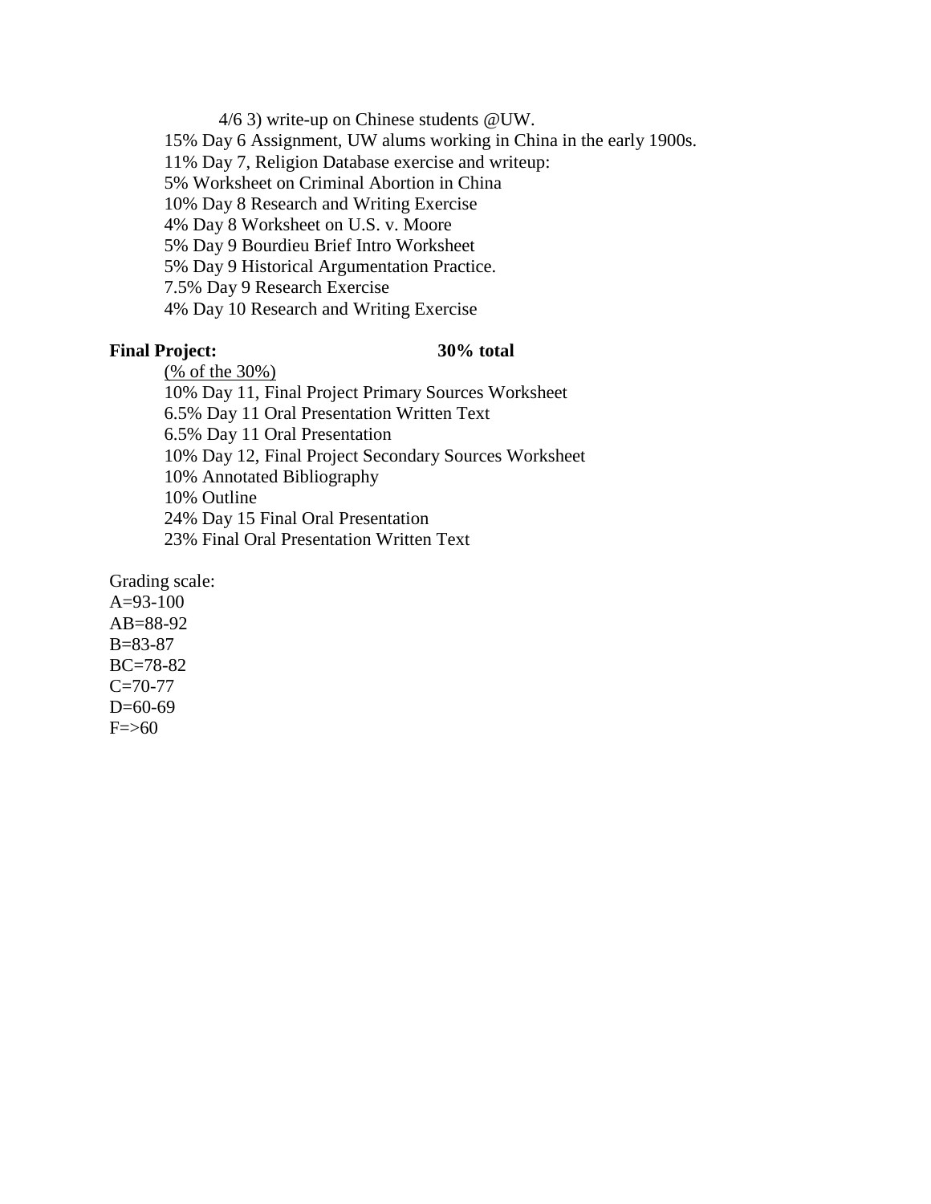4/6 3) write-up on Chinese students @UW.

15% Day 6 Assignment, UW alums working in China in the early 1900s.
11% Day 7, Religion Database exercise and writeup:
5% Worksheet on Criminal Abortion in China
10% Day 8 Research and Writing Exercise
4% Day 8 Worksheet on U.S. v. Moore
5% Day 9 Bourdieu Brief Intro Worksheet
5% Day 9 Historical Argumentation Practice.
7.5% Day 9 Research Exercise
4% Day 10 Research and Writing Exercise

**Final Project: 30% total**

(% of the 30%)
10% Day 11, Final Project Primary Sources Worksheet
6.5% Day 11 Oral Presentation Written Text
6.5% Day 11 Oral Presentation
10% Day 12, Final Project Secondary Sources Worksheet
10% Annotated Bibliography
10% Outline
24% Day 15 Final Oral Presentation
23% Final Oral Presentation Written Text

Grading scale:
A=93-100
AB=88-92
B=83-87
BC=78-82
C=70-77
D=60-69
F=>60